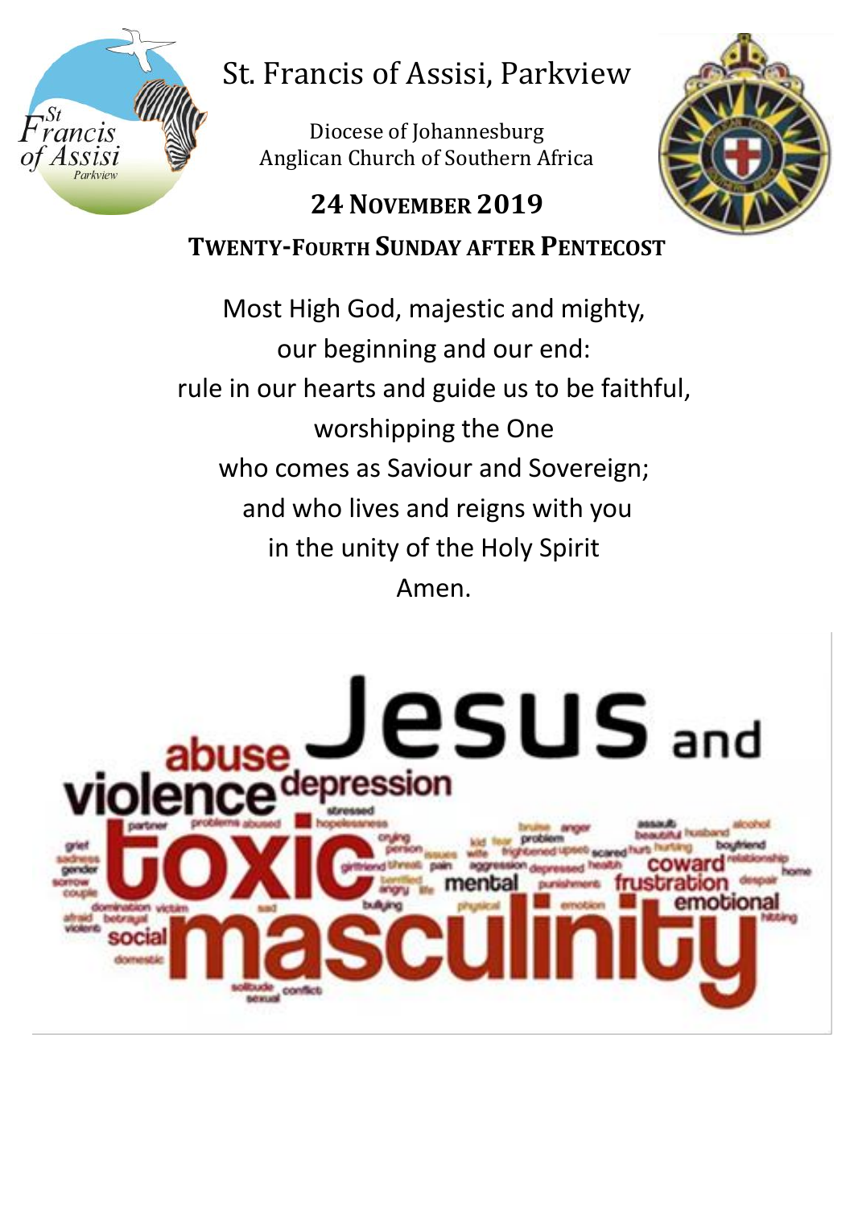# St. Francis of Assisi, Parkview

Diocese of Johannesburg
Anglican Church of Southern Africa

## 24 November 2019

## Twenty-Fourth Sunday after Pentecost

Most High God, majestic and mighty,
our beginning and our end:
rule in our hearts and guide us to be faithful,
worshipping the One
who comes as Saviour and Sovereign;
and who lives and reigns with you
in the unity of the Holy Spirit
Amen.

# Jesus and toxic masculinity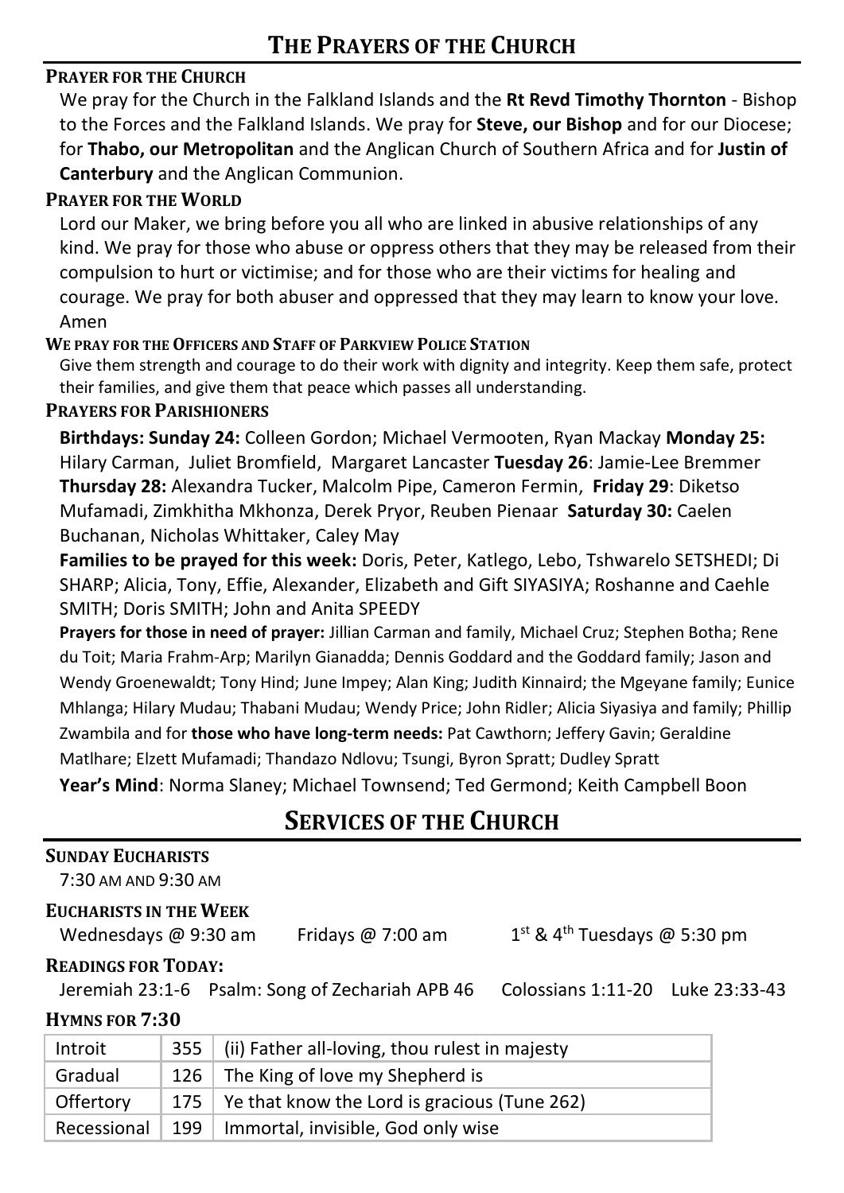# The Prayers of the Church

### Prayer for the Church

We pray for the Church in the Falkland Islands and the **Rt Revd Timothy Thornton** - Bishop to the Forces and the Falkland Islands. We pray for **Steve, our Bishop** and for our Diocese; for **Thabo, our Metropolitan** and the Anglican Church of Southern Africa and for **Justin of Canterbury** and the Anglican Communion.

### Prayer for the World

Lord our Maker, we bring before you all who are linked in abusive relationships of any kind. We pray for those who abuse or oppress others that they may be released from their compulsion to hurt or victimise; and for those who are their victims for healing and courage. We pray for both abuser and oppressed that they may learn to know your love. Amen

### We pray for the Officers and Staff of Parkview Police Station

Give them strength and courage to do their work with dignity and integrity. Keep them safe, protect their families, and give them that peace which passes all understanding.

### Prayers for Parishioners

**Birthdays: Sunday 24:** Colleen Gordon; Michael Vermooten, Ryan Mackay **Monday 25:** Hilary Carman, Juliet Bromfield, Margaret Lancaster **Tuesday 26**: Jamie-Lee Bremmer **Thursday 28:** Alexandra Tucker, Malcolm Pipe, Cameron Fermin, **Friday 29**: Diketso Mufamadi, Zimkhitha Mkhonza, Derek Pryor, Reuben Pienaar **Saturday 30:** Caelen Buchanan, Nicholas Whittaker, Caley May

**Families to be prayed for this week:** Doris, Peter, Katlego, Lebo, Tshwarelo SETSHEDI; Di SHARP; Alicia, Tony, Effie, Alexander, Elizabeth and Gift SIYASIYA; Roshanne and Caehle SMITH; Doris SMITH; John and Anita SPEEDY

**Prayers for those in need of prayer:** Jillian Carman and family, Michael Cruz; Stephen Botha; Rene du Toit; Maria Frahm-Arp; Marilyn Gianadda; Dennis Goddard and the Goddard family; Jason and Wendy Groenewaldt; Tony Hind; June Impey; Alan King; Judith Kinnaird; the Mgeyane family; Eunice Mhlanga; Hilary Mudau; Thabani Mudau; Wendy Price; John Ridler; Alicia Siyasiya and family; Phillip Zwambila and for **those who have long-term needs:** Pat Cawthorn; Jeffery Gavin; Geraldine Matlhare; Elzett Mufamadi; Thandazo Ndlovu; Tsungi, Byron Spratt; Dudley Spratt

**Year's Mind**: Norma Slaney; Michael Townsend; Ted Germond; Keith Campbell Boon

# Services of the Church

### Sunday Eucharists

7:30 AM AND 9:30 AM

### Eucharists in the Week

Wednesdays @ 9:30 am    Fridays @ 7:00 am    1st & 4th Tuesdays @ 5:30 pm

### Readings for Today:

Jeremiah 23:1-6    Psalm: Song of Zechariah APB 46    Colossians 1:11-20    Luke 23:33-43

### Hymns for 7:30

| | | |
|---|---|---|
| Introit | 355 | (ii) Father all-loving, thou rulest in majesty |
| Gradual | 126 | The King of love my Shepherd is |
| Offertory | 175 | Ye that know the Lord is gracious (Tune 262) |
| Recessional | 199 | Immortal, invisible, God only wise |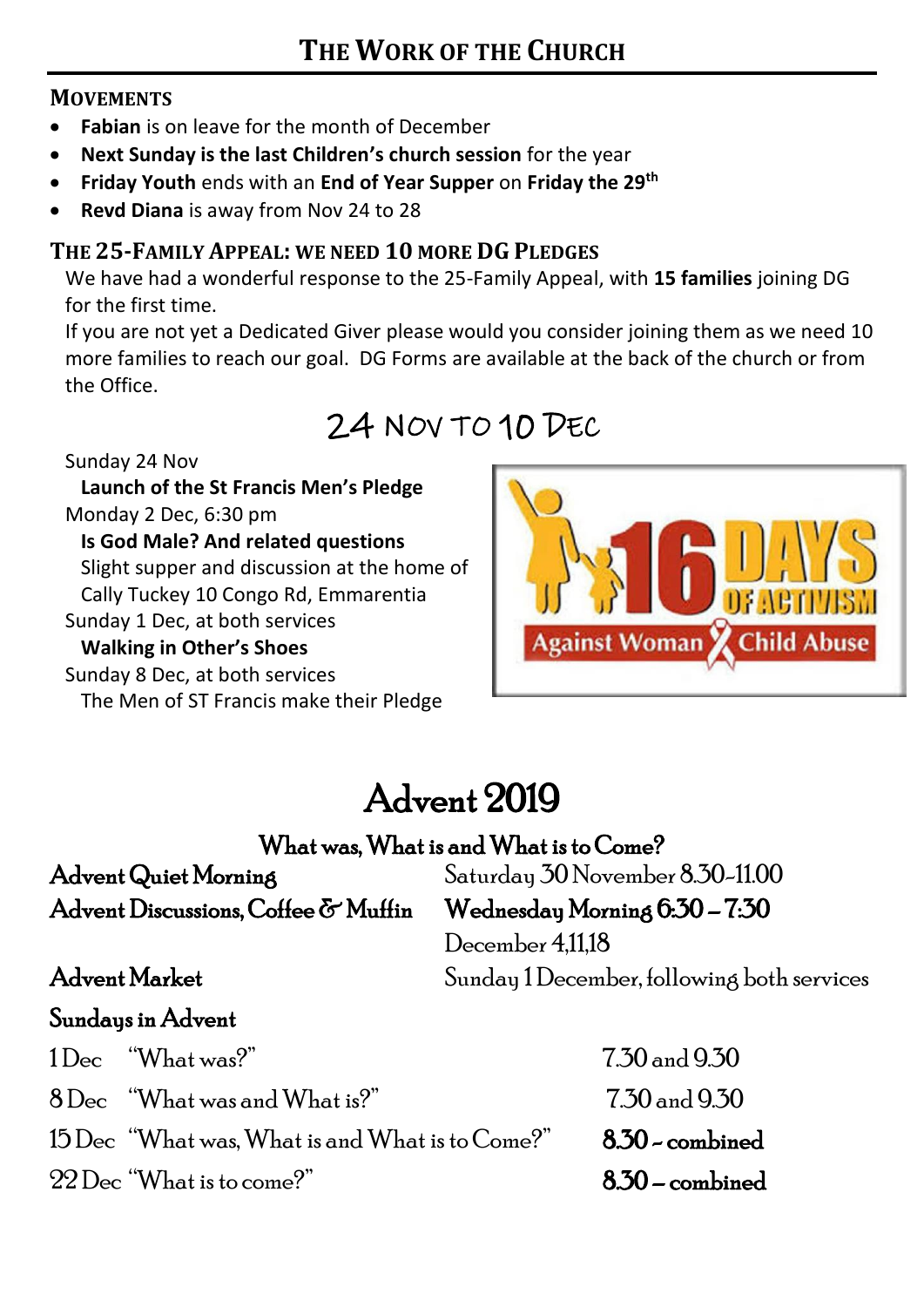# THE WORK OF THE CHURCH

## MOVEMENTS

- **Fabian** is on leave for the month of December
- **Next Sunday is the last Children's church session** for the year
- **Friday Youth** ends with an **End of Year Supper** on **Friday the 29th**
- **Revd Diana** is away from Nov 24 to 28

## THE 25-FAMILY APPEAL: WE NEED 10 MORE DG PLEDGES

We have had a wonderful response to the 25-Family Appeal, with **15 families** joining DG for the first time.

If you are not yet a Dedicated Giver please would you consider joining them as we need 10 more families to reach our goal. DG Forms are available at the back of the church or from the Office.

## 24 NOV TO 10 DEC

Sunday 24 Nov
**Launch of the St Francis Men's Pledge**

Monday 2 Dec, 6:30 pm
**Is God Male? And related questions**
Slight supper and discussion at the home of Cally Tuckey 10 Congo Rd, Emmarentia

Sunday 1 Dec, at both services
**Walking in Other's Shoes**

Sunday 8 Dec, at both services
The Men of ST Francis make their Pledge

16 DAYS OF ACTIVISM
Against Woman Child Abuse

# Advent 2019

## What was, What is and What is to Come?

**Advent Quiet Morning** — Saturday 30 November 8.30-11.00

**Advent Discussions, Coffee & Muffin** — **Wednesday Morning 6:30 – 7:30**
December 4,11,18

**Advent Market** — Sunday 1 December, following both services

**Sundays in Advent**

| | | |
|---|---|---|
| 1 Dec | "What was?" | 7.30 and 9.30 |
| 8 Dec | "What was and What is?" | 7.30 and 9.30 |
| 15 Dec | "What was, What is and What is to Come?" | **8.30 - combined** |
| 22 Dec | "What is to come?" | **8.30 – combined** |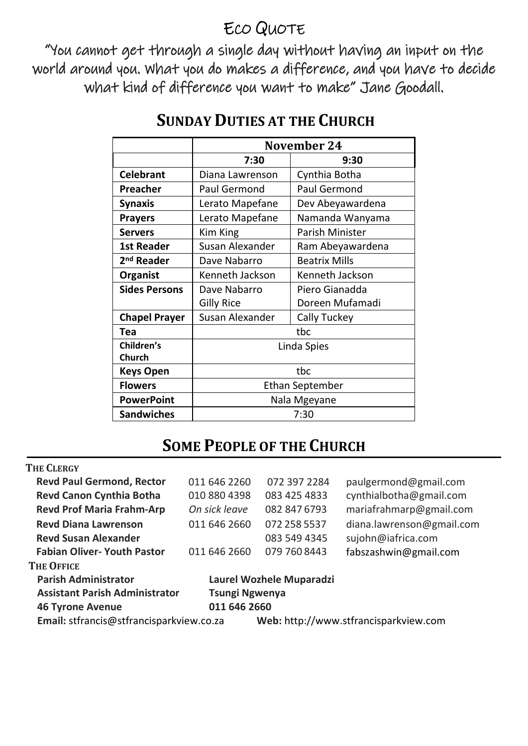# Eco Quote

"You cannot get through a single day without having an input on the world around you. What you do makes a difference, and you have to decide what kind of difference you want to make" Jane Goodall.

## Sunday Duties at the Church

| | November 24 | |
|---|---|---|
| | 7:30 | 9:30 |
| **Celebrant** | Diana Lawrenson | Cynthia Botha |
| **Preacher** | Paul Germond | Paul Germond |
| **Synaxis** | Lerato Mapefane | Dev Abeyawardena |
| **Prayers** | Lerato Mapefane | Namanda Wanyama |
| **Servers** | Kim King | Parish Minister |
| **1st Reader** | Susan Alexander | Ram Abeyawardena |
| **2nd Reader** | Dave Nabarro | Beatrix Mills |
| **Organist** | Kenneth Jackson | Kenneth Jackson |
| **Sides Persons** | Dave Nabarro<br>Gilly Rice | Piero Gianadda<br>Doreen Mufamadi |
| **Chapel Prayer** | Susan Alexander | Cally Tuckey |
| **Tea** | tbc | |
| **Children's Church** | Linda Spies | |
| **Keys Open** | tbc | |
| **Flowers** | Ethan September | |
| **PowerPoint** | Nala Mgeyane | |
| **Sandwiches** | 7:30 | |

## Some People of the Church

**The Clergy**

| | | | |
|---|---|---|---|
| **Revd Paul Germond, Rector** | 011 646 2260 | 072 397 2284 | paulgermond@gmail.com |
| **Revd Canon Cynthia Botha** | 010 880 4398 | 083 425 4833 | cynthialbotha@gmail.com |
| **Revd Prof Maria Frahm-Arp** | *On sick leave* | 082 847 6793 | mariafrahmarp@gmail.com |
| **Revd Diana Lawrenson** | 011 646 2660 | 072 258 5537 | diana.lawrenson@gmail.com |
| **Revd Susan Alexander** | | 083 549 4345 | sujohn@iafrica.com |
| **Fabian Oliver- Youth Pastor** | 011 646 2660 | 079 760 8443 | fabszashwin@gmail.com |

**The Office**

**Parish Administrator** — **Laurel Wozhele Muparadzi**

**Assistant Parish Administrator** — **Tsungi Ngwenya**

**46 Tyrone Avenue** — **011 646 2660**

**Email:** stfrancis@stfrancisparkview.co.za **Web:** http://www.stfrancisparkview.com